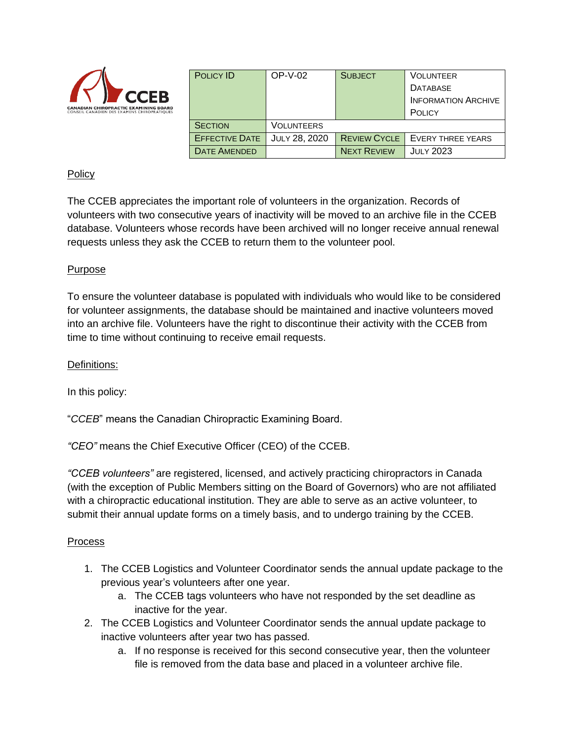CCEB
CANADIAN CHIROPRACTIC EXAMINING BOARD
CONSEIL CANADIEN DES EXAMENS CHIROPRATIQUES

| | | | |
|---|---|---|---|
| POLICY ID | OP-V-02 | SUBJECT | VOLUNTEER DATABASE INFORMATION ARCHIVE POLICY |
| SECTION | VOLUNTEERS | | |
| EFFECTIVE DATE | JULY 28, 2020 | REVIEW CYCLE | EVERY THREE YEARS |
| DATE AMENDED | | NEXT REVIEW | JULY 2023 |

## Policy

The CCEB appreciates the important role of volunteers in the organization. Records of volunteers with two consecutive years of inactivity will be moved to an archive file in the CCEB database. Volunteers whose records have been archived will no longer receive annual renewal requests unless they ask the CCEB to return them to the volunteer pool.

## Purpose

To ensure the volunteer database is populated with individuals who would like to be considered for volunteer assignments, the database should be maintained and inactive volunteers moved into an archive file. Volunteers have the right to discontinue their activity with the CCEB from time to time without continuing to receive email requests.

## Definitions:

In this policy:

"*CCEB*" means the Canadian Chiropractic Examining Board.

*"CEO"* means the Chief Executive Officer (CEO) of the CCEB.

*"CCEB volunteers"* are registered, licensed, and actively practicing chiropractors in Canada (with the exception of Public Members sitting on the Board of Governors) who are not affiliated with a chiropractic educational institution. They are able to serve as an active volunteer, to submit their annual update forms on a timely basis, and to undergo training by the CCEB.

## Process

1. The CCEB Logistics and Volunteer Coordinator sends the annual update package to the previous year's volunteers after one year.
   a. The CCEB tags volunteers who have not responded by the set deadline as inactive for the year.
2. The CCEB Logistics and Volunteer Coordinator sends the annual update package to inactive volunteers after year two has passed.
   a. If no response is received for this second consecutive year, then the volunteer file is removed from the data base and placed in a volunteer archive file.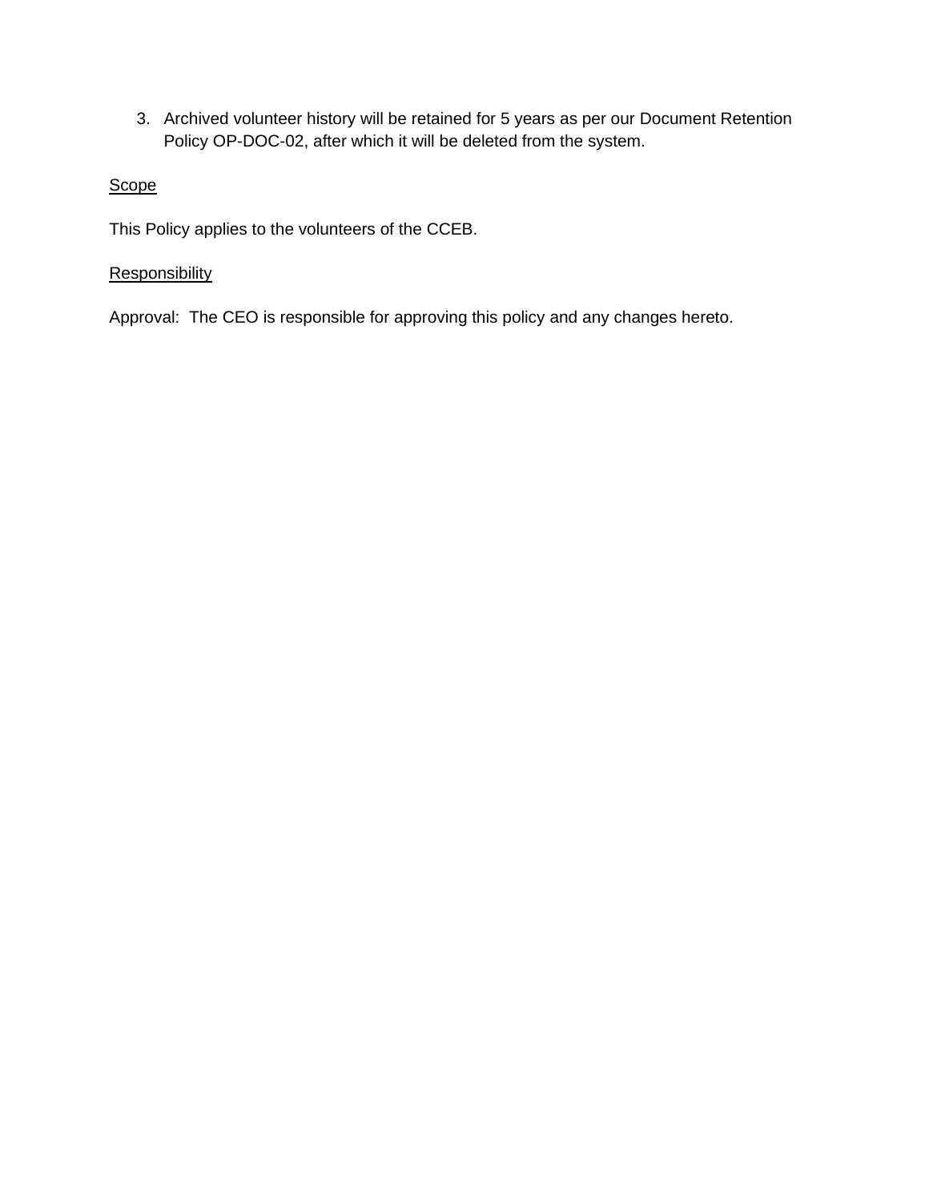3. Archived volunteer history will be retained for 5 years as per our Document Retention Policy OP-DOC-02, after which it will be deleted from the system.

<u>Scope</u>

This Policy applies to the volunteers of the CCEB.

<u>Responsibility</u>

Approval: The CEO is responsible for approving this policy and any changes hereto.